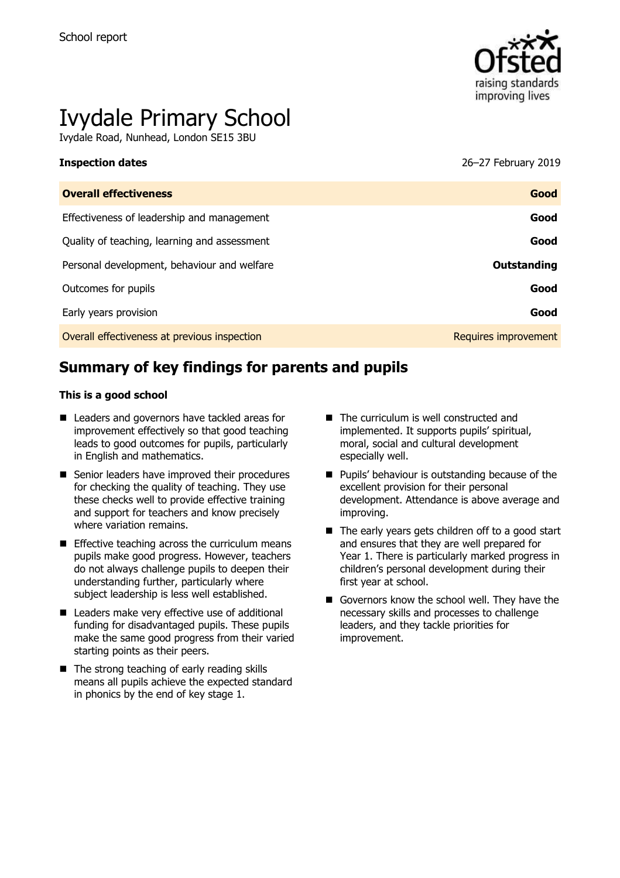School report

# Ivydale Primary School

Ivydale Road, Nunhead, London SE15 3BU

| | |
|---|---|
| **Inspection dates** | 26–27 February 2019 |
| **Overall effectiveness** | **Good** |
| Effectiveness of leadership and management | **Good** |
| Quality of teaching, learning and assessment | **Good** |
| Personal development, behaviour and welfare | **Outstanding** |
| Outcomes for pupils | **Good** |
| Early years provision | **Good** |
| Overall effectiveness at previous inspection | Requires improvement |

## Summary of key findings for parents and pupils

**This is a good school**

- Leaders and governors have tackled areas for improvement effectively so that good teaching leads to good outcomes for pupils, particularly in English and mathematics.
- Senior leaders have improved their procedures for checking the quality of teaching. They use these checks well to provide effective training and support for teachers and know precisely where variation remains.
- Effective teaching across the curriculum means pupils make good progress. However, teachers do not always challenge pupils to deepen their understanding further, particularly where subject leadership is less well established.
- Leaders make very effective use of additional funding for disadvantaged pupils. These pupils make the same good progress from their varied starting points as their peers.
- The strong teaching of early reading skills means all pupils achieve the expected standard in phonics by the end of key stage 1.
- The curriculum is well constructed and implemented. It supports pupils' spiritual, moral, social and cultural development especially well.
- Pupils' behaviour is outstanding because of the excellent provision for their personal development. Attendance is above average and improving.
- The early years gets children off to a good start and ensures that they are well prepared for Year 1. There is particularly marked progress in children's personal development during their first year at school.
- Governors know the school well. They have the necessary skills and processes to challenge leaders, and they tackle priorities for improvement.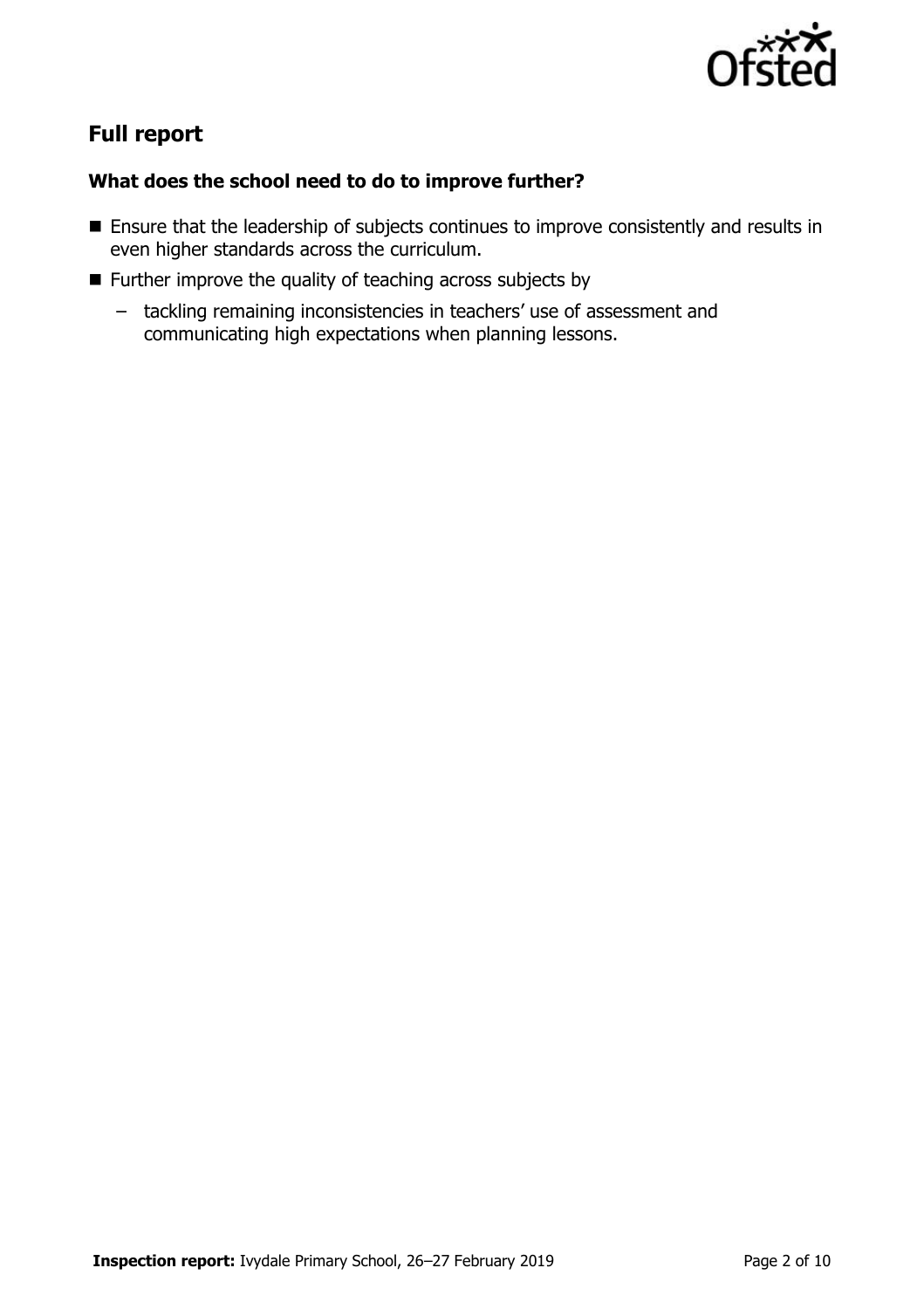## Full report

### What does the school need to do to improve further?

- Ensure that the leadership of subjects continues to improve consistently and results in even higher standards across the curriculum.
- Further improve the quality of teaching across subjects by
  - tackling remaining inconsistencies in teachers' use of assessment and communicating high expectations when planning lessons.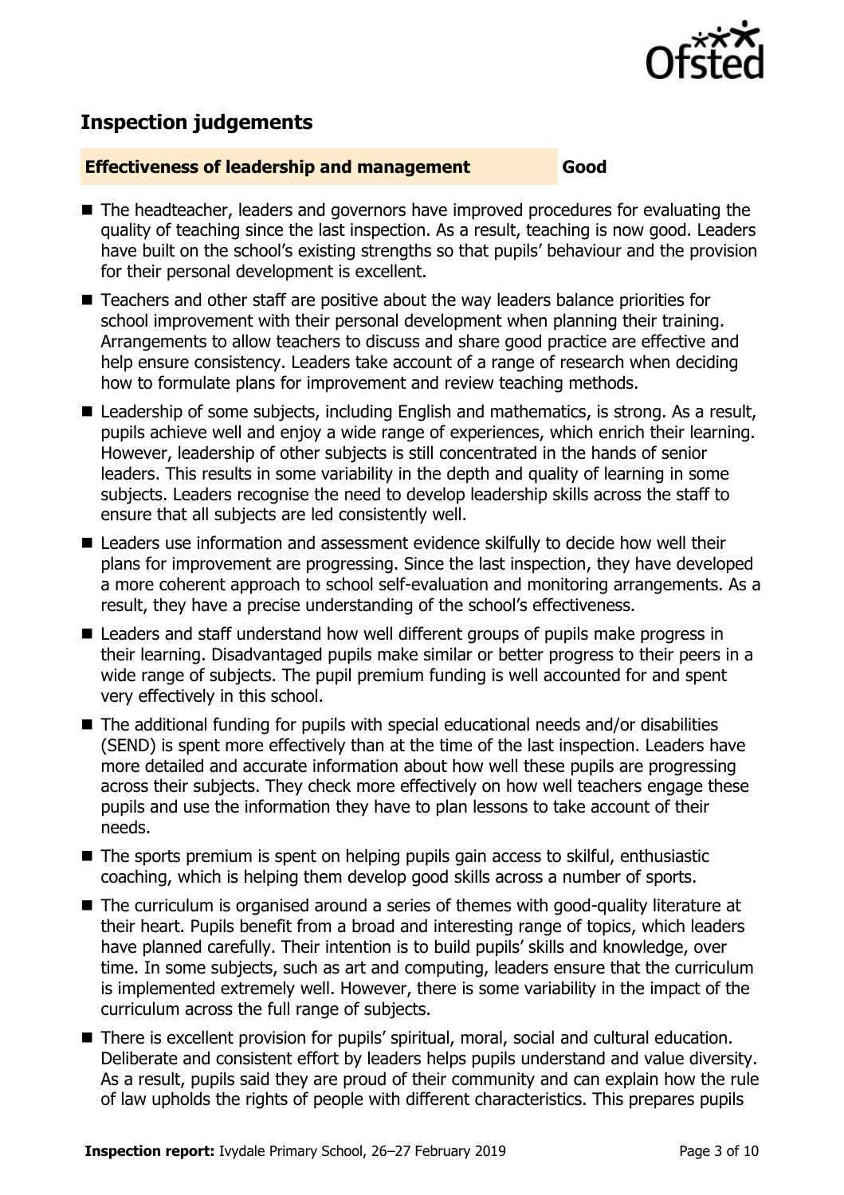## Inspection judgements

| | |
|---|---|
| **Effectiveness of leadership and management** | **Good** |

- The headteacher, leaders and governors have improved procedures for evaluating the quality of teaching since the last inspection. As a result, teaching is now good. Leaders have built on the school's existing strengths so that pupils' behaviour and the provision for their personal development is excellent.
- Teachers and other staff are positive about the way leaders balance priorities for school improvement with their personal development when planning their training. Arrangements to allow teachers to discuss and share good practice are effective and help ensure consistency. Leaders take account of a range of research when deciding how to formulate plans for improvement and review teaching methods.
- Leadership of some subjects, including English and mathematics, is strong. As a result, pupils achieve well and enjoy a wide range of experiences, which enrich their learning. However, leadership of other subjects is still concentrated in the hands of senior leaders. This results in some variability in the depth and quality of learning in some subjects. Leaders recognise the need to develop leadership skills across the staff to ensure that all subjects are led consistently well.
- Leaders use information and assessment evidence skilfully to decide how well their plans for improvement are progressing. Since the last inspection, they have developed a more coherent approach to school self-evaluation and monitoring arrangements. As a result, they have a precise understanding of the school's effectiveness.
- Leaders and staff understand how well different groups of pupils make progress in their learning. Disadvantaged pupils make similar or better progress to their peers in a wide range of subjects. The pupil premium funding is well accounted for and spent very effectively in this school.
- The additional funding for pupils with special educational needs and/or disabilities (SEND) is spent more effectively than at the time of the last inspection. Leaders have more detailed and accurate information about how well these pupils are progressing across their subjects. They check more effectively on how well teachers engage these pupils and use the information they have to plan lessons to take account of their needs.
- The sports premium is spent on helping pupils gain access to skilful, enthusiastic coaching, which is helping them develop good skills across a number of sports.
- The curriculum is organised around a series of themes with good-quality literature at their heart. Pupils benefit from a broad and interesting range of topics, which leaders have planned carefully. Their intention is to build pupils' skills and knowledge, over time. In some subjects, such as art and computing, leaders ensure that the curriculum is implemented extremely well. However, there is some variability in the impact of the curriculum across the full range of subjects.
- There is excellent provision for pupils' spiritual, moral, social and cultural education. Deliberate and consistent effort by leaders helps pupils understand and value diversity. As a result, pupils said they are proud of their community and can explain how the rule of law upholds the rights of people with different characteristics. This prepares pupils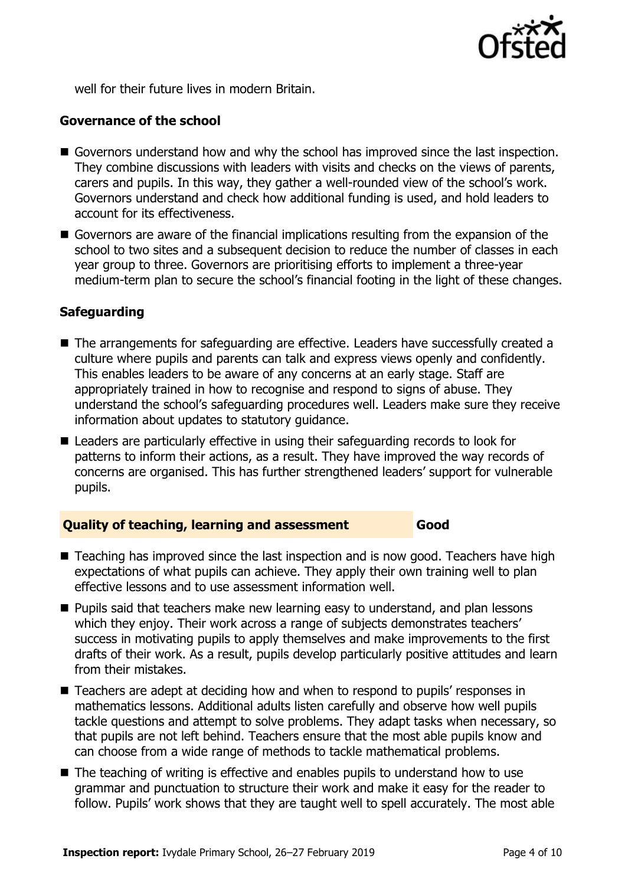well for their future lives in modern Britain.

### Governance of the school

- Governors understand how and why the school has improved since the last inspection. They combine discussions with leaders with visits and checks on the views of parents, carers and pupils. In this way, they gather a well-rounded view of the school's work. Governors understand and check how additional funding is used, and hold leaders to account for its effectiveness.
- Governors are aware of the financial implications resulting from the expansion of the school to two sites and a subsequent decision to reduce the number of classes in each year group to three. Governors are prioritising efforts to implement a three-year medium-term plan to secure the school's financial footing in the light of these changes.

### Safeguarding

- The arrangements for safeguarding are effective. Leaders have successfully created a culture where pupils and parents can talk and express views openly and confidently. This enables leaders to be aware of any concerns at an early stage. Staff are appropriately trained in how to recognise and respond to signs of abuse. They understand the school's safeguarding procedures well. Leaders make sure they receive information about updates to statutory guidance.
- Leaders are particularly effective in using their safeguarding records to look for patterns to inform their actions, as a result. They have improved the way records of concerns are organised. This has further strengthened leaders' support for vulnerable pupils.

## Quality of teaching, learning and assessment — Good

- Teaching has improved since the last inspection and is now good. Teachers have high expectations of what pupils can achieve. They apply their own training well to plan effective lessons and to use assessment information well.
- Pupils said that teachers make new learning easy to understand, and plan lessons which they enjoy. Their work across a range of subjects demonstrates teachers' success in motivating pupils to apply themselves and make improvements to the first drafts of their work. As a result, pupils develop particularly positive attitudes and learn from their mistakes.
- Teachers are adept at deciding how and when to respond to pupils' responses in mathematics lessons. Additional adults listen carefully and observe how well pupils tackle questions and attempt to solve problems. They adapt tasks when necessary, so that pupils are not left behind. Teachers ensure that the most able pupils know and can choose from a wide range of methods to tackle mathematical problems.
- The teaching of writing is effective and enables pupils to understand how to use grammar and punctuation to structure their work and make it easy for the reader to follow. Pupils' work shows that they are taught well to spell accurately. The most able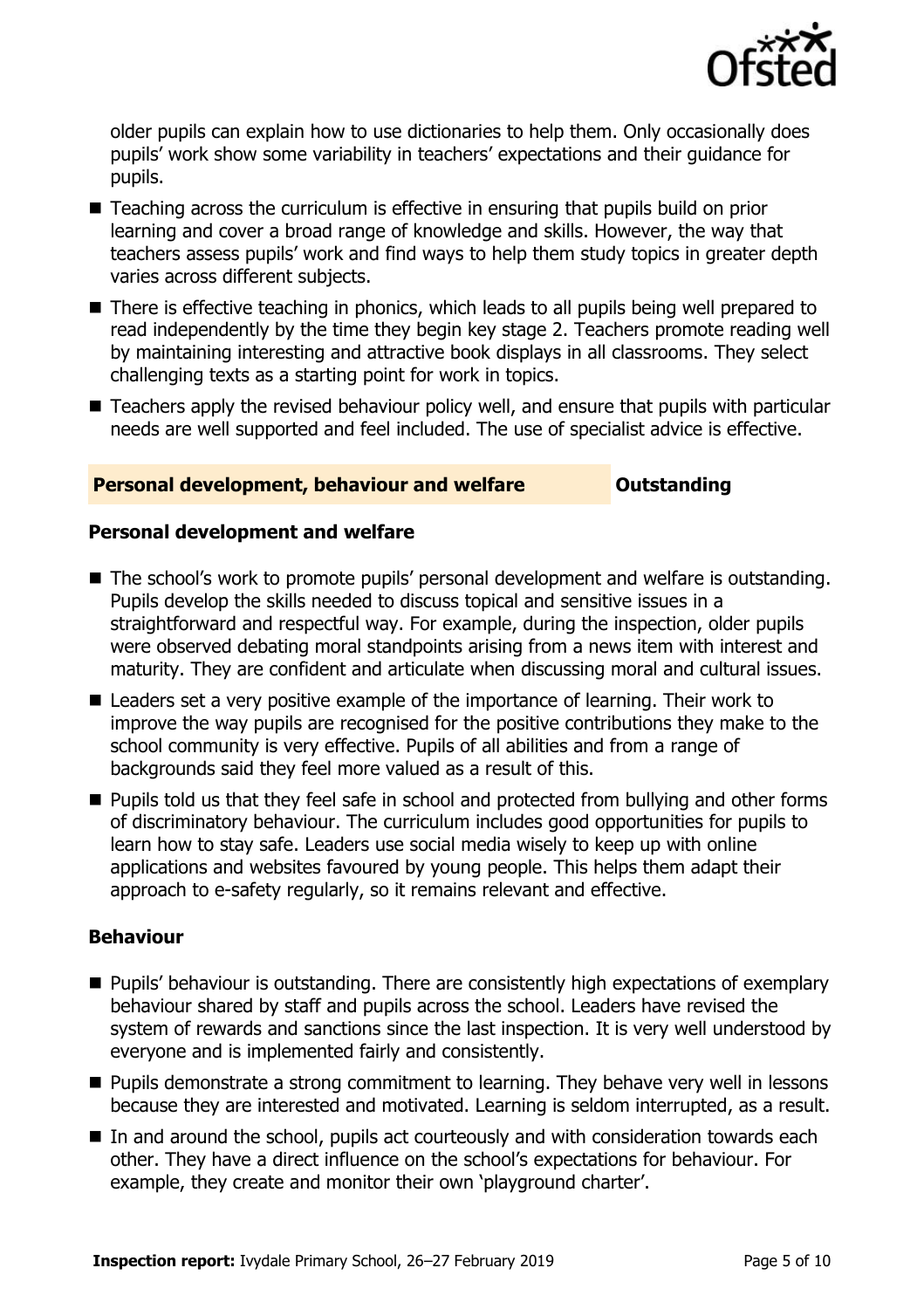older pupils can explain how to use dictionaries to help them. Only occasionally does pupils' work show some variability in teachers' expectations and their guidance for pupils.

- Teaching across the curriculum is effective in ensuring that pupils build on prior learning and cover a broad range of knowledge and skills. However, the way that teachers assess pupils' work and find ways to help them study topics in greater depth varies across different subjects.
- There is effective teaching in phonics, which leads to all pupils being well prepared to read independently by the time they begin key stage 2. Teachers promote reading well by maintaining interesting and attractive book displays in all classrooms. They select challenging texts as a starting point for work in topics.
- Teachers apply the revised behaviour policy well, and ensure that pupils with particular needs are well supported and feel included. The use of specialist advice is effective.

## Personal development, behaviour and welfare — Outstanding

### Personal development and welfare

- The school's work to promote pupils' personal development and welfare is outstanding. Pupils develop the skills needed to discuss topical and sensitive issues in a straightforward and respectful way. For example, during the inspection, older pupils were observed debating moral standpoints arising from a news item with interest and maturity. They are confident and articulate when discussing moral and cultural issues.
- Leaders set a very positive example of the importance of learning. Their work to improve the way pupils are recognised for the positive contributions they make to the school community is very effective. Pupils of all abilities and from a range of backgrounds said they feel more valued as a result of this.
- Pupils told us that they feel safe in school and protected from bullying and other forms of discriminatory behaviour. The curriculum includes good opportunities for pupils to learn how to stay safe. Leaders use social media wisely to keep up with online applications and websites favoured by young people. This helps them adapt their approach to e-safety regularly, so it remains relevant and effective.

### Behaviour

- Pupils' behaviour is outstanding. There are consistently high expectations of exemplary behaviour shared by staff and pupils across the school. Leaders have revised the system of rewards and sanctions since the last inspection. It is very well understood by everyone and is implemented fairly and consistently.
- Pupils demonstrate a strong commitment to learning. They behave very well in lessons because they are interested and motivated. Learning is seldom interrupted, as a result.
- In and around the school, pupils act courteously and with consideration towards each other. They have a direct influence on the school's expectations for behaviour. For example, they create and monitor their own 'playground charter'.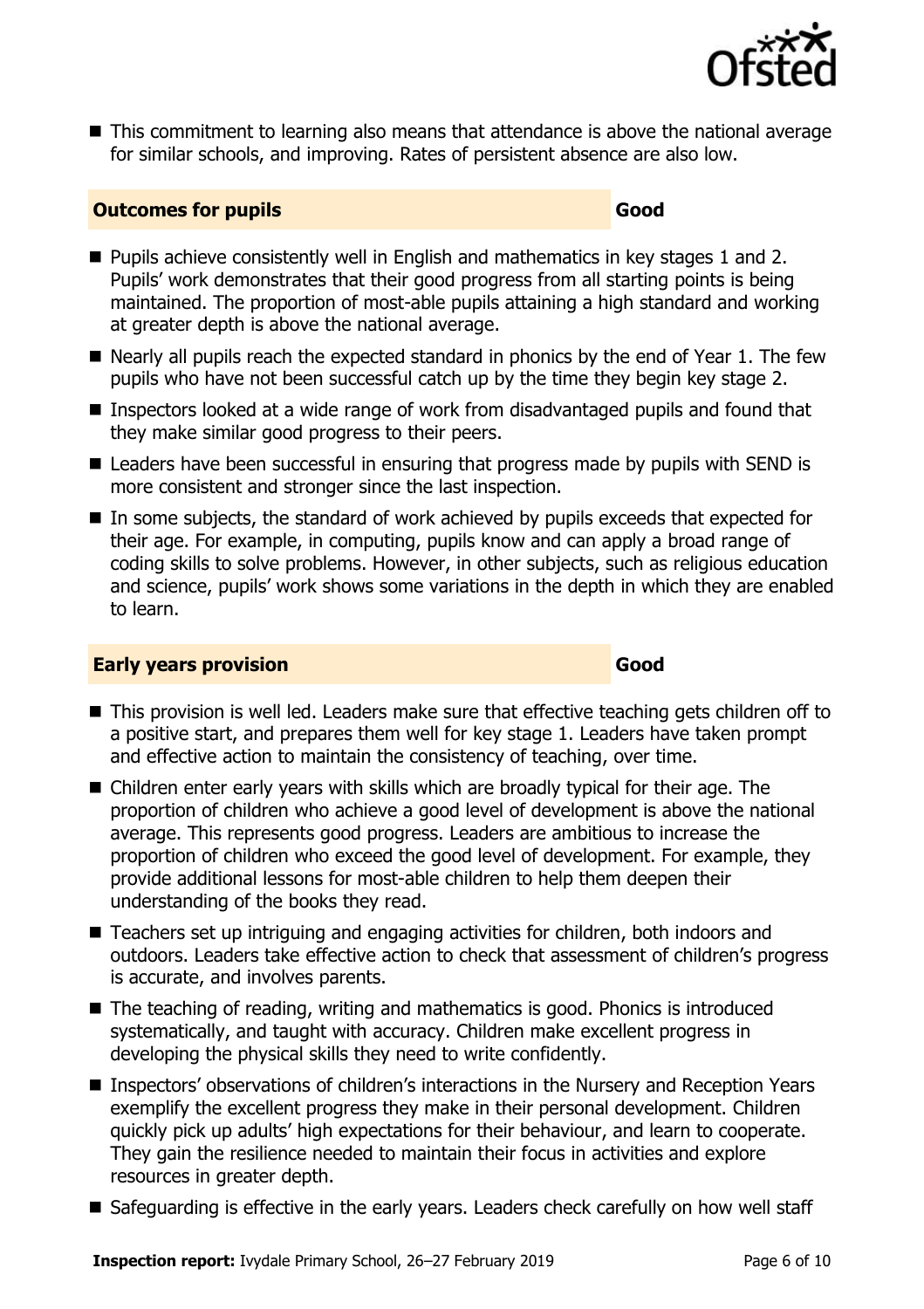- This commitment to learning also means that attendance is above the national average for similar schools, and improving. Rates of persistent absence are also low.

## Outcomes for pupils — Good

- Pupils achieve consistently well in English and mathematics in key stages 1 and 2. Pupils' work demonstrates that their good progress from all starting points is being maintained. The proportion of most-able pupils attaining a high standard and working at greater depth is above the national average.
- Nearly all pupils reach the expected standard in phonics by the end of Year 1. The few pupils who have not been successful catch up by the time they begin key stage 2.
- Inspectors looked at a wide range of work from disadvantaged pupils and found that they make similar good progress to their peers.
- Leaders have been successful in ensuring that progress made by pupils with SEND is more consistent and stronger since the last inspection.
- In some subjects, the standard of work achieved by pupils exceeds that expected for their age. For example, in computing, pupils know and can apply a broad range of coding skills to solve problems. However, in other subjects, such as religious education and science, pupils' work shows some variations in the depth in which they are enabled to learn.

## Early years provision — Good

- This provision is well led. Leaders make sure that effective teaching gets children off to a positive start, and prepares them well for key stage 1. Leaders have taken prompt and effective action to maintain the consistency of teaching, over time.
- Children enter early years with skills which are broadly typical for their age. The proportion of children who achieve a good level of development is above the national average. This represents good progress. Leaders are ambitious to increase the proportion of children who exceed the good level of development. For example, they provide additional lessons for most-able children to help them deepen their understanding of the books they read.
- Teachers set up intriguing and engaging activities for children, both indoors and outdoors. Leaders take effective action to check that assessment of children's progress is accurate, and involves parents.
- The teaching of reading, writing and mathematics is good. Phonics is introduced systematically, and taught with accuracy. Children make excellent progress in developing the physical skills they need to write confidently.
- Inspectors' observations of children's interactions in the Nursery and Reception Years exemplify the excellent progress they make in their personal development. Children quickly pick up adults' high expectations for their behaviour, and learn to cooperate. They gain the resilience needed to maintain their focus in activities and explore resources in greater depth.
- Safeguarding is effective in the early years. Leaders check carefully on how well staff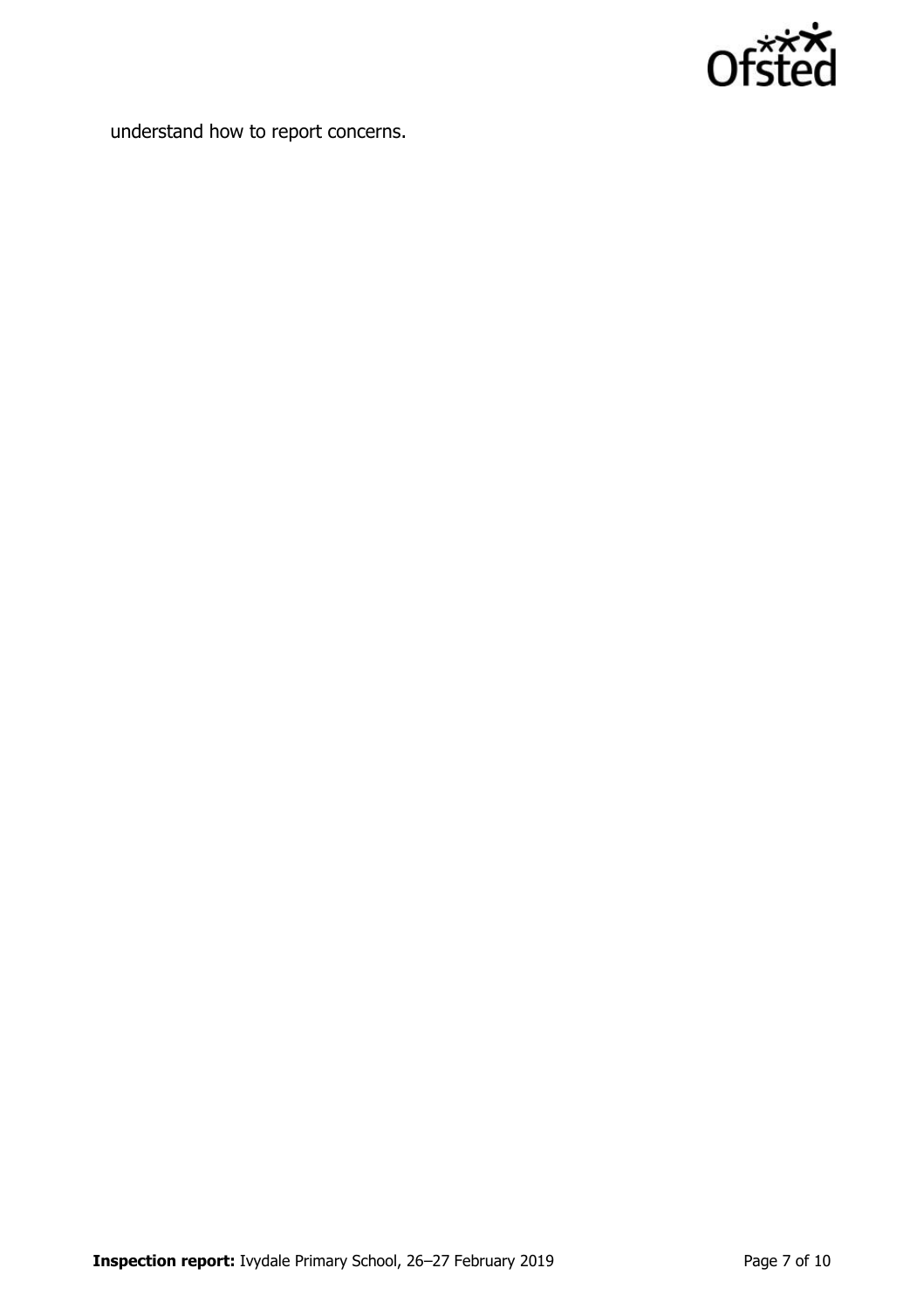understand how to report concerns.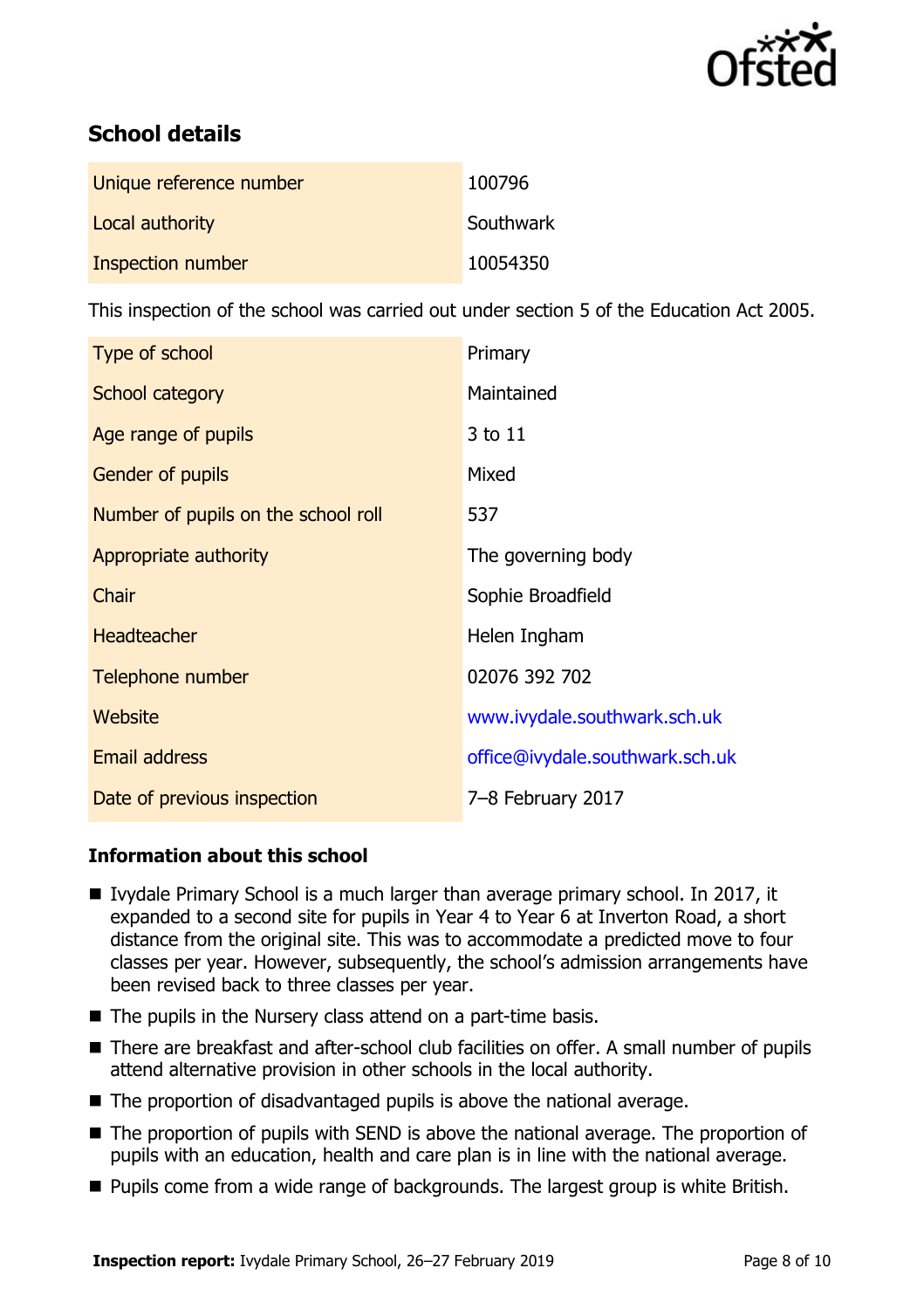## School details

| | |
|---|---|
| Unique reference number | 100796 |
| Local authority | Southwark |
| Inspection number | 10054350 |

This inspection of the school was carried out under section 5 of the Education Act 2005.

| | |
|---|---|
| Type of school | Primary |
| School category | Maintained |
| Age range of pupils | 3 to 11 |
| Gender of pupils | Mixed |
| Number of pupils on the school roll | 537 |
| Appropriate authority | The governing body |
| Chair | Sophie Broadfield |
| Headteacher | Helen Ingham |
| Telephone number | 02076 392 702 |
| Website | www.ivydale.southwark.sch.uk |
| Email address | office@ivydale.southwark.sch.uk |
| Date of previous inspection | 7–8 February 2017 |

### Information about this school

- Ivydale Primary School is a much larger than average primary school. In 2017, it expanded to a second site for pupils in Year 4 to Year 6 at Inverton Road, a short distance from the original site. This was to accommodate a predicted move to four classes per year. However, subsequently, the school's admission arrangements have been revised back to three classes per year.
- The pupils in the Nursery class attend on a part-time basis.
- There are breakfast and after-school club facilities on offer. A small number of pupils attend alternative provision in other schools in the local authority.
- The proportion of disadvantaged pupils is above the national average.
- The proportion of pupils with SEND is above the national average. The proportion of pupils with an education, health and care plan is in line with the national average.
- Pupils come from a wide range of backgrounds. The largest group is white British.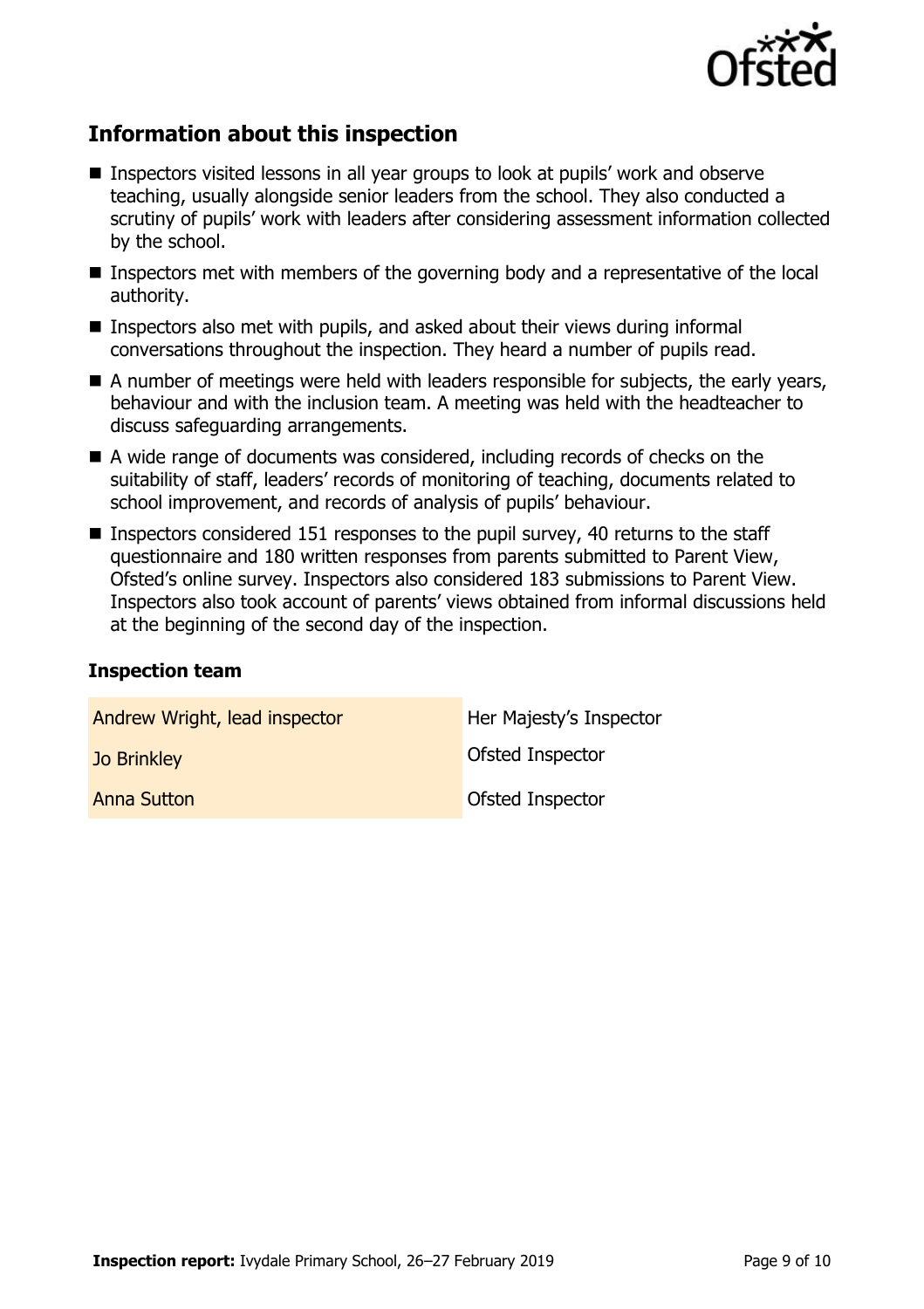## Information about this inspection

- Inspectors visited lessons in all year groups to look at pupils' work and observe teaching, usually alongside senior leaders from the school. They also conducted a scrutiny of pupils' work with leaders after considering assessment information collected by the school.
- Inspectors met with members of the governing body and a representative of the local authority.
- Inspectors also met with pupils, and asked about their views during informal conversations throughout the inspection. They heard a number of pupils read.
- A number of meetings were held with leaders responsible for subjects, the early years, behaviour and with the inclusion team. A meeting was held with the headteacher to discuss safeguarding arrangements.
- A wide range of documents was considered, including records of checks on the suitability of staff, leaders' records of monitoring of teaching, documents related to school improvement, and records of analysis of pupils' behaviour.
- Inspectors considered 151 responses to the pupil survey, 40 returns to the staff questionnaire and 180 written responses from parents submitted to Parent View, Ofsted's online survey. Inspectors also considered 183 submissions to Parent View. Inspectors also took account of parents' views obtained from informal discussions held at the beginning of the second day of the inspection.

### Inspection team

| | |
|---|---|
| Andrew Wright, lead inspector | Her Majesty's Inspector |
| Jo Brinkley | Ofsted Inspector |
| Anna Sutton | Ofsted Inspector |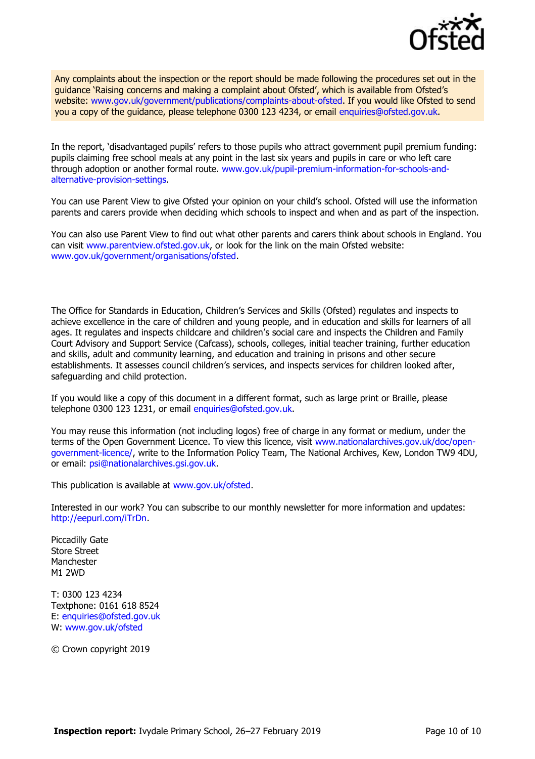Any complaints about the inspection or the report should be made following the procedures set out in the guidance 'Raising concerns and making a complaint about Ofsted', which is available from Ofsted's website: www.gov.uk/government/publications/complaints-about-ofsted. If you would like Ofsted to send you a copy of the guidance, please telephone 0300 123 4234, or email enquiries@ofsted.gov.uk.

In the report, 'disadvantaged pupils' refers to those pupils who attract government pupil premium funding: pupils claiming free school meals at any point in the last six years and pupils in care or who left care through adoption or another formal route. www.gov.uk/pupil-premium-information-for-schools-and-alternative-provision-settings.

You can use Parent View to give Ofsted your opinion on your child's school. Ofsted will use the information parents and carers provide when deciding which schools to inspect and when and as part of the inspection.

You can also use Parent View to find out what other parents and carers think about schools in England. You can visit www.parentview.ofsted.gov.uk, or look for the link on the main Ofsted website: www.gov.uk/government/organisations/ofsted.

The Office for Standards in Education, Children's Services and Skills (Ofsted) regulates and inspects to achieve excellence in the care of children and young people, and in education and skills for learners of all ages. It regulates and inspects childcare and children's social care and inspects the Children and Family Court Advisory and Support Service (Cafcass), schools, colleges, initial teacher training, further education and skills, adult and community learning, and education and training in prisons and other secure establishments. It assesses council children's services, and inspects services for children looked after, safeguarding and child protection.

If you would like a copy of this document in a different format, such as large print or Braille, please telephone 0300 123 1231, or email enquiries@ofsted.gov.uk.

You may reuse this information (not including logos) free of charge in any format or medium, under the terms of the Open Government Licence. To view this licence, visit www.nationalarchives.gov.uk/doc/open-government-licence/, write to the Information Policy Team, The National Archives, Kew, London TW9 4DU, or email: psi@nationalarchives.gsi.gov.uk.

This publication is available at www.gov.uk/ofsted.

Interested in our work? You can subscribe to our monthly newsletter for more information and updates: http://eepurl.com/iTrDn.

Piccadilly Gate
Store Street
Manchester
M1 2WD

T: 0300 123 4234
Textphone: 0161 618 8524
E: enquiries@ofsted.gov.uk
W: www.gov.uk/ofsted

© Crown copyright 2019